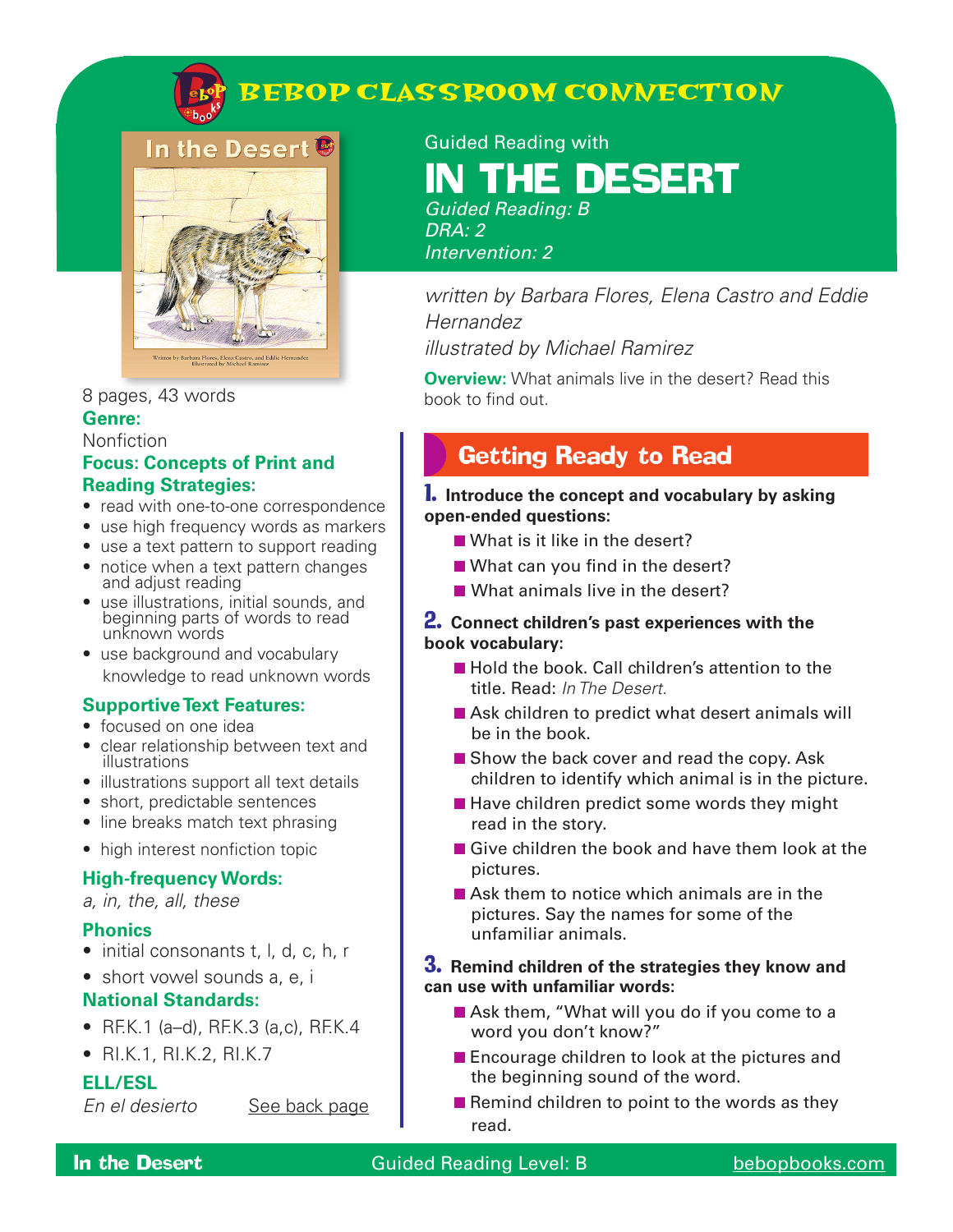# BEBOP CLASSROOM CONNECTION

Guided Reading with

# IN THE DESERT

*Guided Reading: B*
*DRA: 2*
*Intervention: 2*

*written by Barbara Flores, Elena Castro and Eddie Hernandez*
*illustrated by Michael Ramirez*

**Overview:** What animals live in the desert? Read this book to find out.

8 pages, 43 words

**Genre:**
Nonfiction

**Focus: Concepts of Print and Reading Strategies:**

- read with one-to-one correspondence
- use high frequency words as markers
- use a text pattern to support reading
- notice when a text pattern changes and adjust reading
- use illustrations, initial sounds, and beginning parts of words to read unknown words
- use background and vocabulary knowledge to read unknown words

**Supportive Text Features:**

- focused on one idea
- clear relationship between text and illustrations
- illustrations support all text details
- short, predictable sentences
- line breaks match text phrasing
- high interest nonfiction topic

**High-frequency Words:**
*a, in, the, all, these*

**Phonics**

- initial consonants t, l, d, c, h, r
- short vowel sounds a, e, i

**National Standards:**

- RF.K.1 (a–d), RF.K.3 (a,c), RF.K.4
- RI.K.1, RI.K.2, RI.K.7

**ELL/ESL**
*En el desierto* See back page

## Getting Ready to Read

**1. Introduce the concept and vocabulary by asking open-ended questions:**

- What is it like in the desert?
- What can you find in the desert?
- What animals live in the desert?

**2. Connect children's past experiences with the book vocabulary:**

- Hold the book. Call children's attention to the title. Read: *In The Desert.*
- Ask children to predict what desert animals will be in the book.
- Show the back cover and read the copy. Ask children to identify which animal is in the picture.
- Have children predict some words they might read in the story.
- Give children the book and have them look at the pictures.
- Ask them to notice which animals are in the pictures. Say the names for some of the unfamiliar animals.

**3. Remind children of the strategies they know and can use with unfamiliar words:**

- Ask them, "What will you do if you come to a word you don't know?"
- Encourage children to look at the pictures and the beginning sound of the word.
- Remind children to point to the words as they read.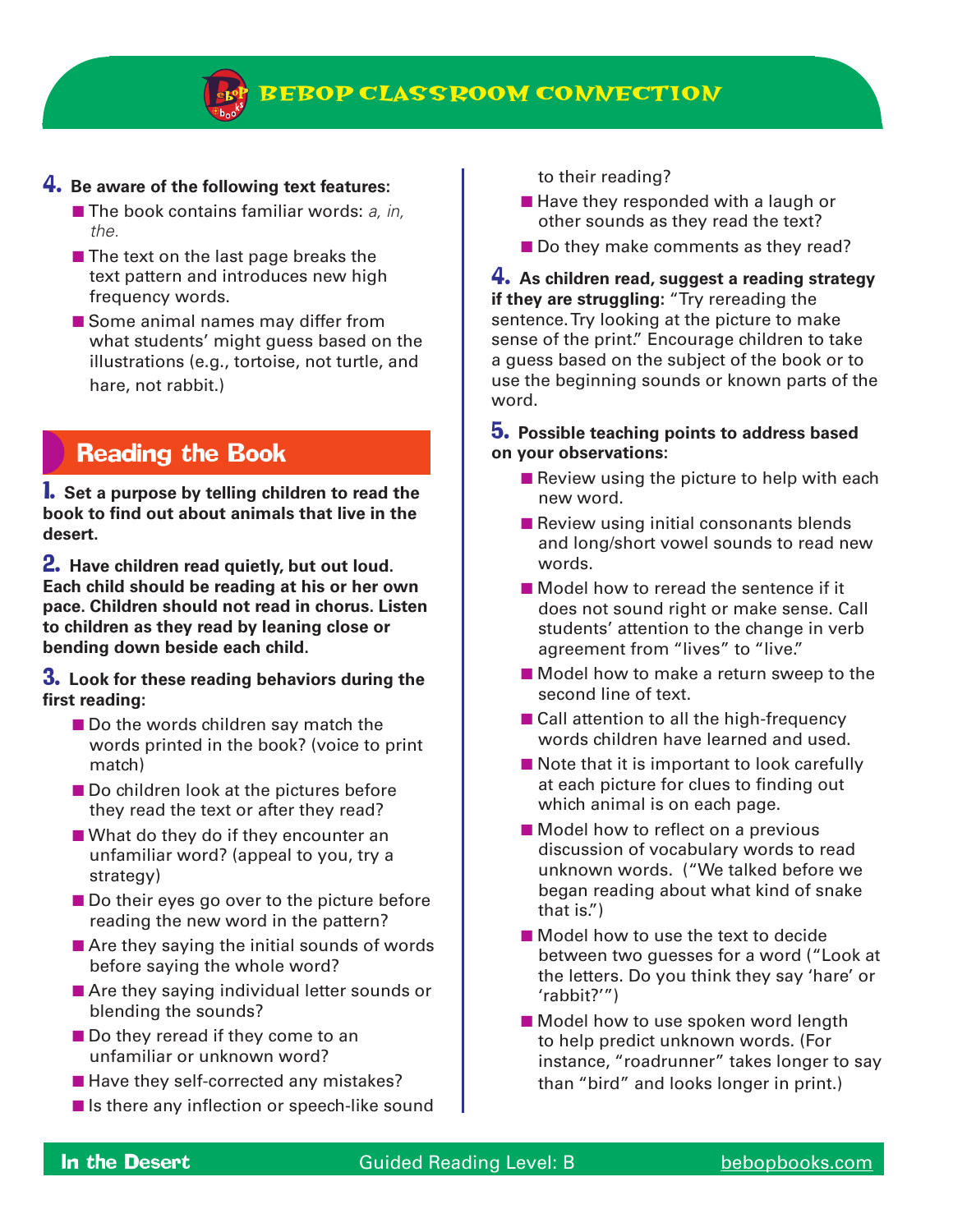**4. Be aware of the following text features:**

- The book contains familiar words: *a, in, the.*
- The text on the last page breaks the text pattern and introduces new high frequency words.
- Some animal names may differ from what students' might guess based on the illustrations (e.g., tortoise, not turtle, and hare, not rabbit.)

## Reading the Book

**1. Set a purpose by telling children to read the book to find out about animals that live in the desert.**

**2. Have children read quietly, but out loud. Each child should be reading at his or her own pace. Children should not read in chorus. Listen to children as they read by leaning close or bending down beside each child.**

**3. Look for these reading behaviors during the first reading:**

- Do the words children say match the words printed in the book? (voice to print match)
- Do children look at the pictures before they read the text or after they read?
- What do they do if they encounter an unfamiliar word? (appeal to you, try a strategy)
- Do their eyes go over to the picture before reading the new word in the pattern?
- Are they saying the initial sounds of words before saying the whole word?
- Are they saying individual letter sounds or blending the sounds?
- Do they reread if they come to an unfamiliar or unknown word?
- Have they self-corrected any mistakes?
- Is there any inflection or speech-like sound to their reading?
- Have they responded with a laugh or other sounds as they read the text?
- Do they make comments as they read?

**4. As children read, suggest a reading strategy if they are struggling:** "Try rereading the sentence. Try looking at the picture to make sense of the print." Encourage children to take a guess based on the subject of the book or to use the beginning sounds or known parts of the word.

**5. Possible teaching points to address based on your observations:**

- Review using the picture to help with each new word.
- Review using initial consonants blends and long/short vowel sounds to read new words.
- Model how to reread the sentence if it does not sound right or make sense. Call students' attention to the change in verb agreement from "lives" to "live."
- Model how to make a return sweep to the second line of text.
- Call attention to all the high-frequency words children have learned and used.
- Note that it is important to look carefully at each picture for clues to finding out which animal is on each page.
- Model how to reflect on a previous discussion of vocabulary words to read unknown words. ("We talked before we began reading about what kind of snake that is.")
- Model how to use the text to decide between two guesses for a word ("Look at the letters. Do you think they say 'hare' or 'rabbit?'")
- Model how to use spoken word length to help predict unknown words. (For instance, "roadrunner" takes longer to say than "bird" and looks longer in print.)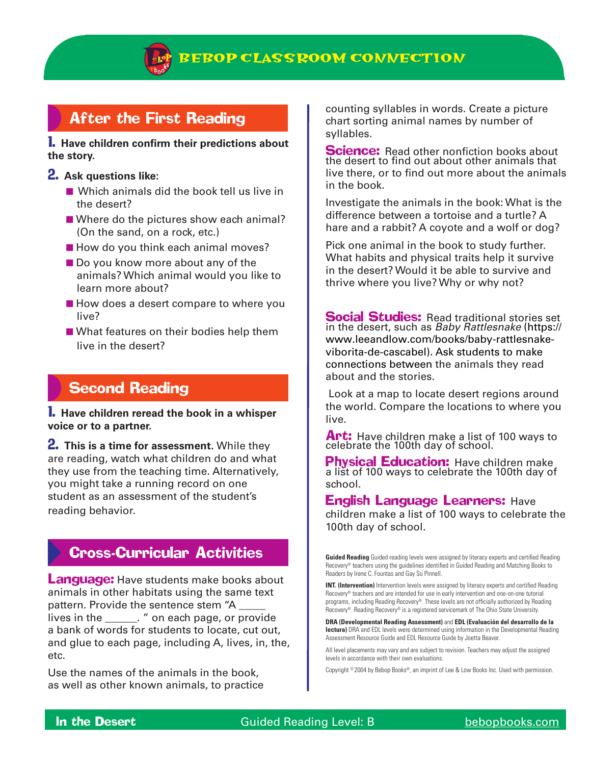# BEBOP CLASSROOM CONNECTION

## After the First Reading

**1. Have children confirm their predictions about the story.**

**2. Ask questions like:**

- Which animals did the book tell us live in the desert?
- Where do the pictures show each animal? (On the sand, on a rock, etc.)
- How do you think each animal moves?
- Do you know more about any of the animals? Which animal would you like to learn more about?
- How does a desert compare to where you live?
- What features on their bodies help them live in the desert?

## Second Reading

**1. Have children reread the book in a whisper voice or to a partner.**

**2. This is a time for assessment.** While they are reading, watch what children do and what they use from the teaching time. Alternatively, you might take a running record on one student as an assessment of the student's reading behavior.

## Cross-Curricular Activities

**Language:** Have students make books about animals in other habitats using the same text pattern. Provide the sentence stem "A _____ lives in the ______. " on each page, or provide a bank of words for students to locate, cut out, and glue to each page, including A, lives, in, the, etc.

Use the names of the animals in the book, as well as other known animals, to practice counting syllables in words. Create a picture chart sorting animal names by number of syllables.

**Science:** Read other nonfiction books about the desert to find out about other animals that live there, or to find out more about the animals in the book.

Investigate the animals in the book: What is the difference between a tortoise and a turtle? A hare and a rabbit? A coyote and a wolf or dog?

Pick one animal in the book to study further. What habits and physical traits help it survive in the desert? Would it be able to survive and thrive where you live? Why or why not?

**Social Studies:** Read traditional stories set in the desert, such as *Baby Rattlesnake* (https://www.leeandlow.com/books/baby-rattlesnake-viborita-de-cascabel). Ask students to make connections between the animals they read about and the stories.

Look at a map to locate desert regions around the world. Compare the locations to where you live.

**Art:** Have children make a list of 100 ways to celebrate the 100th day of school.

**Physical Education:** Have children make a list of 100 ways to celebrate the 100th day of school.

**English Language Learners:** Have children make a list of 100 ways to celebrate the 100th day of school.

**Guided Reading** Guided reading levels were assigned by literacy experts and certified Reading Recovery® teachers using the guidelines identified in Guided Reading and Matching Books to Readers by Irene C. Fountas and Gay Su Pinnell.

**INT. (Intervention)** Intervention levels were assigned by literacy experts and certified Reading Recovery® teachers and are intended for use in early intervention and one-on-one tutorial programs, including Reading Recovery®. These levels are not officially authorized by Reading Recovery®. Reading Recovery® is a registered servicemark of The Ohio State University.

**DRA (Developmental Reading Assessment)** and **EDL (Evaluación del desarrollo de la lectura)** DRA and EDL levels were determined using information in the Developmental Reading Assessment Resource Guide and EDL Resource Guide by Joetta Beaver.

All level placements may vary and are subject to revision. Teachers may adjust the assigned levels in accordance with their own evaluations.

Copyright © 2004 by Bebop Books®, an imprint of Lee & Low Books Inc. Used with permission.

**In the Desert** Guided Reading Level: B bebopbooks.com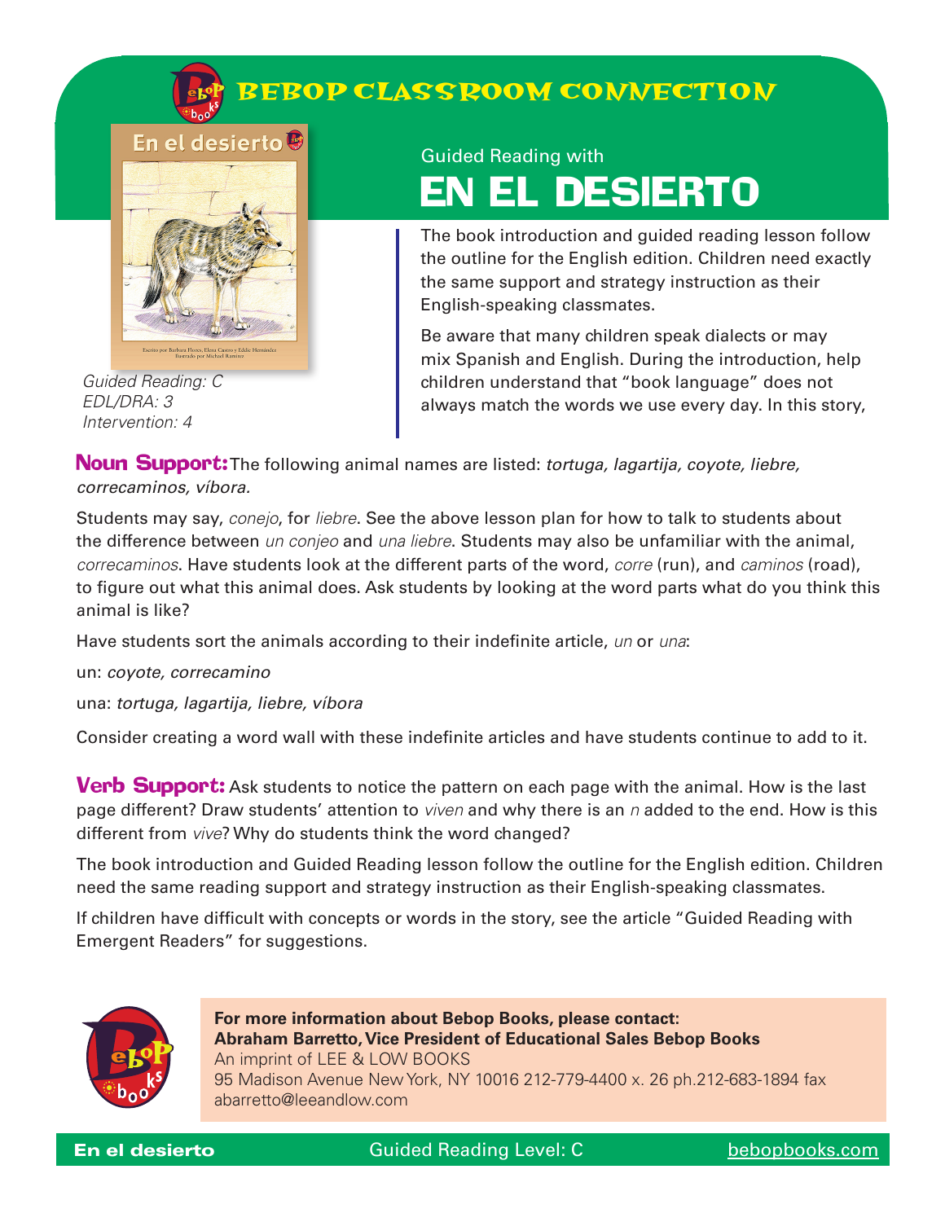# BEBOP CLASSROOM CONNECTION

En el desierto

Escrito por Barbara Flores, Elena Castro y Eddie Hernández
Ilustrado por Michael Ramirez

*Guided Reading: C*
*EDL/DRA: 3*
*Intervention: 4*

Guided Reading with

## EN EL DESIERTO

The book introduction and guided reading lesson follow the outline for the English edition. Children need exactly the same support and strategy instruction as their English-speaking classmates.

Be aware that many children speak dialects or may mix Spanish and English. During the introduction, help children understand that "book language" does not always match the words we use every day. In this story,

**Noun Support:** The following animal names are listed: *tortuga, lagartija, coyote, liebre, correcaminos, víbora.*

Students may say, *conejo*, for *liebre*. See the above lesson plan for how to talk to students about the difference between *un conjeo* and *una liebre*. Students may also be unfamiliar with the animal, *correcaminos*. Have students look at the different parts of the word, *corre* (run), and *caminos* (road), to figure out what this animal does. Ask students by looking at the word parts what do you think this animal is like?

Have students sort the animals according to their indefinite article, *un* or *una*:

un: *coyote, correcamino*

una: *tortuga, lagartija, liebre, víbora*

Consider creating a word wall with these indefinite articles and have students continue to add to it.

**Verb Support:** Ask students to notice the pattern on each page with the animal. How is the last page different? Draw students' attention to *viven* and why there is an *n* added to the end. How is this different from *vive*? Why do students think the word changed?

The book introduction and Guided Reading lesson follow the outline for the English edition. Children need the same reading support and strategy instruction as their English-speaking classmates.

If children have difficult with concepts or words in the story, see the article "Guided Reading with Emergent Readers" for suggestions.

**For more information about Bebop Books, please contact:**
**Abraham Barretto, Vice President of Educational Sales Bebop Books**
An imprint of LEE & LOW BOOKS
95 Madison Avenue New York, NY 10016 212-779-4400 x. 26 ph.212-683-1894 fax
abarretto@leeandlow.com

**En el desierto** Guided Reading Level: C bebopbooks.com